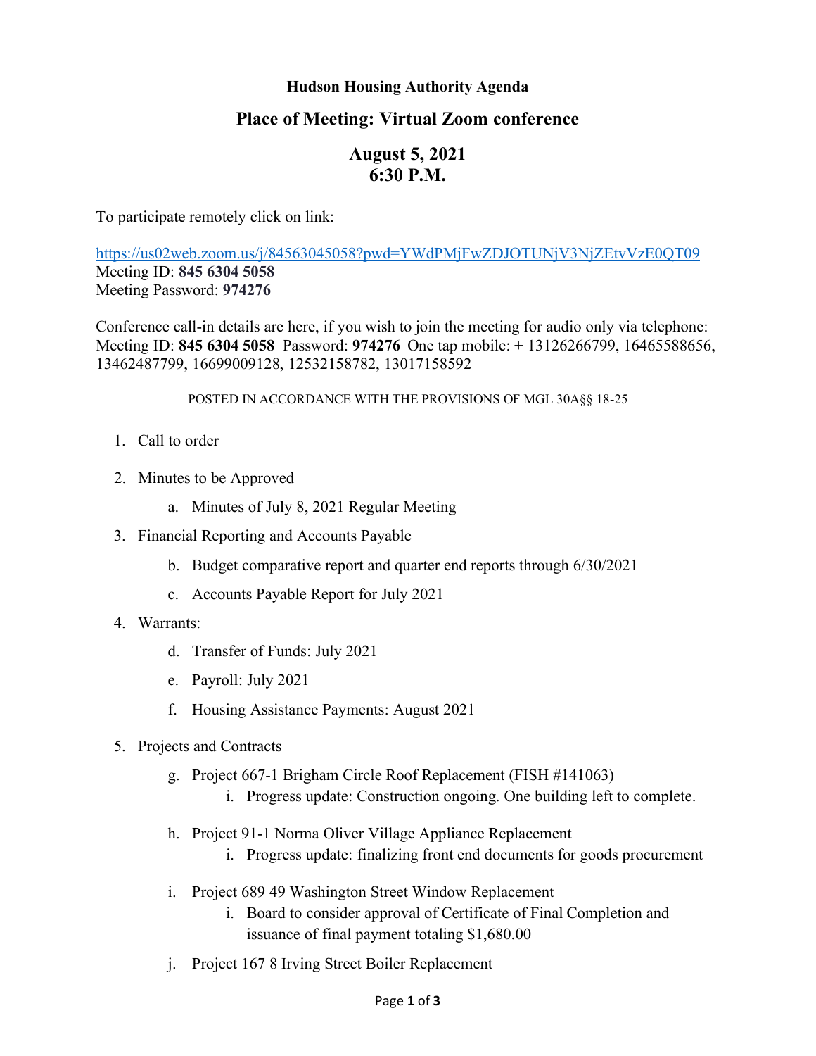# Hudson Housing Authority Agenda

## Place of Meeting: Virtual Zoom conference

## August 5, 2021
## 6:30 P.M.

To participate remotely click on link:

https://us02web.zoom.us/j/84563045058?pwd=YWdPMjFwZDJOTUNjV3NjZEtvVzE0QT09
Meeting ID: **845 6304 5058**
Meeting Password: **974276**

Conference call-in details are here, if you wish to join the meeting for audio only via telephone:
Meeting ID: **845 6304 5058** Password: **974276** One tap mobile: + 13126266799, 16465588656, 13462487799, 16699009128, 12532158782, 13017158592

POSTED IN ACCORDANCE WITH THE PROVISIONS OF MGL 30A§§ 18-25

1. Call to order

2. Minutes to be Approved
   a. Minutes of July 8, 2021 Regular Meeting

3. Financial Reporting and Accounts Payable
   b. Budget comparative report and quarter end reports through 6/30/2021
   c. Accounts Payable Report for July 2021

4. Warrants:
   d. Transfer of Funds: July 2021
   e. Payroll: July 2021
   f. Housing Assistance Payments: August 2021

5. Projects and Contracts
   g. Project 667-1 Brigham Circle Roof Replacement (FISH #141063)
      i. Progress update: Construction ongoing. One building left to complete.
   h. Project 91-1 Norma Oliver Village Appliance Replacement
      i. Progress update: finalizing front end documents for goods procurement
   i. Project 689 49 Washington Street Window Replacement
      i. Board to consider approval of Certificate of Final Completion and issuance of final payment totaling $1,680.00
   j. Project 167 8 Irving Street Boiler Replacement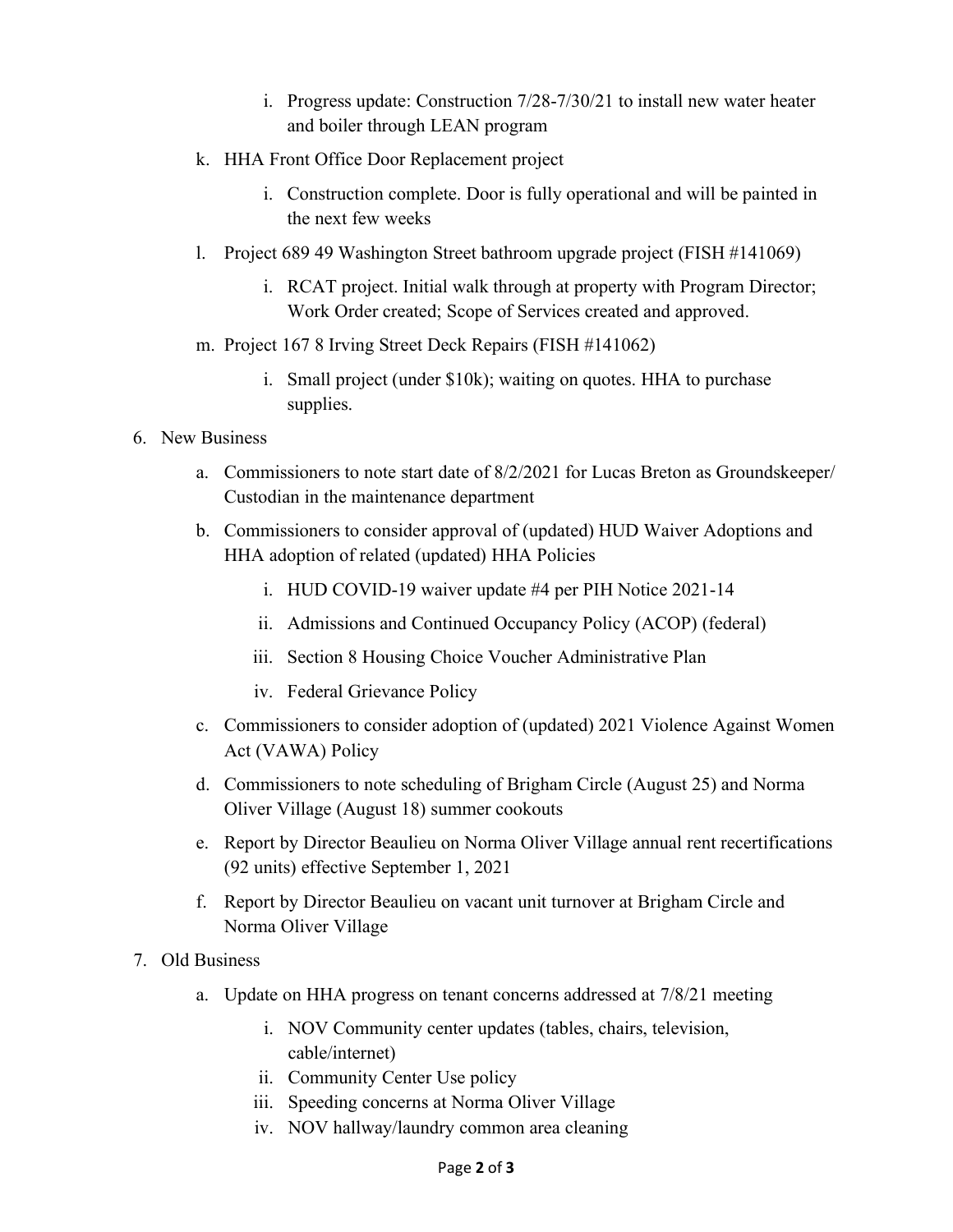i. Progress update: Construction 7/28-7/30/21 to install new water heater and boiler through LEAN program

k. HHA Front Office Door Replacement project

   i. Construction complete. Door is fully operational and will be painted in the next few weeks

l. Project 689 49 Washington Street bathroom upgrade project (FISH #141069)

   i. RCAT project. Initial walk through at property with Program Director; Work Order created; Scope of Services created and approved.

m. Project 167 8 Irving Street Deck Repairs (FISH #141062)

   i. Small project (under $10k); waiting on quotes. HHA to purchase supplies.

6. New Business

   a. Commissioners to note start date of 8/2/2021 for Lucas Breton as Groundskeeper/ Custodian in the maintenance department

   b. Commissioners to consider approval of (updated) HUD Waiver Adoptions and HHA adoption of related (updated) HHA Policies

      i. HUD COVID-19 waiver update #4 per PIH Notice 2021-14

      ii. Admissions and Continued Occupancy Policy (ACOP) (federal)

      iii. Section 8 Housing Choice Voucher Administrative Plan

      iv. Federal Grievance Policy

   c. Commissioners to consider adoption of (updated) 2021 Violence Against Women Act (VAWA) Policy

   d. Commissioners to note scheduling of Brigham Circle (August 25) and Norma Oliver Village (August 18) summer cookouts

   e. Report by Director Beaulieu on Norma Oliver Village annual rent recertifications (92 units) effective September 1, 2021

   f. Report by Director Beaulieu on vacant unit turnover at Brigham Circle and Norma Oliver Village

7. Old Business

   a. Update on HHA progress on tenant concerns addressed at 7/8/21 meeting

      i. NOV Community center updates (tables, chairs, television, cable/internet)

      ii. Community Center Use policy

      iii. Speeding concerns at Norma Oliver Village

      iv. NOV hallway/laundry common area cleaning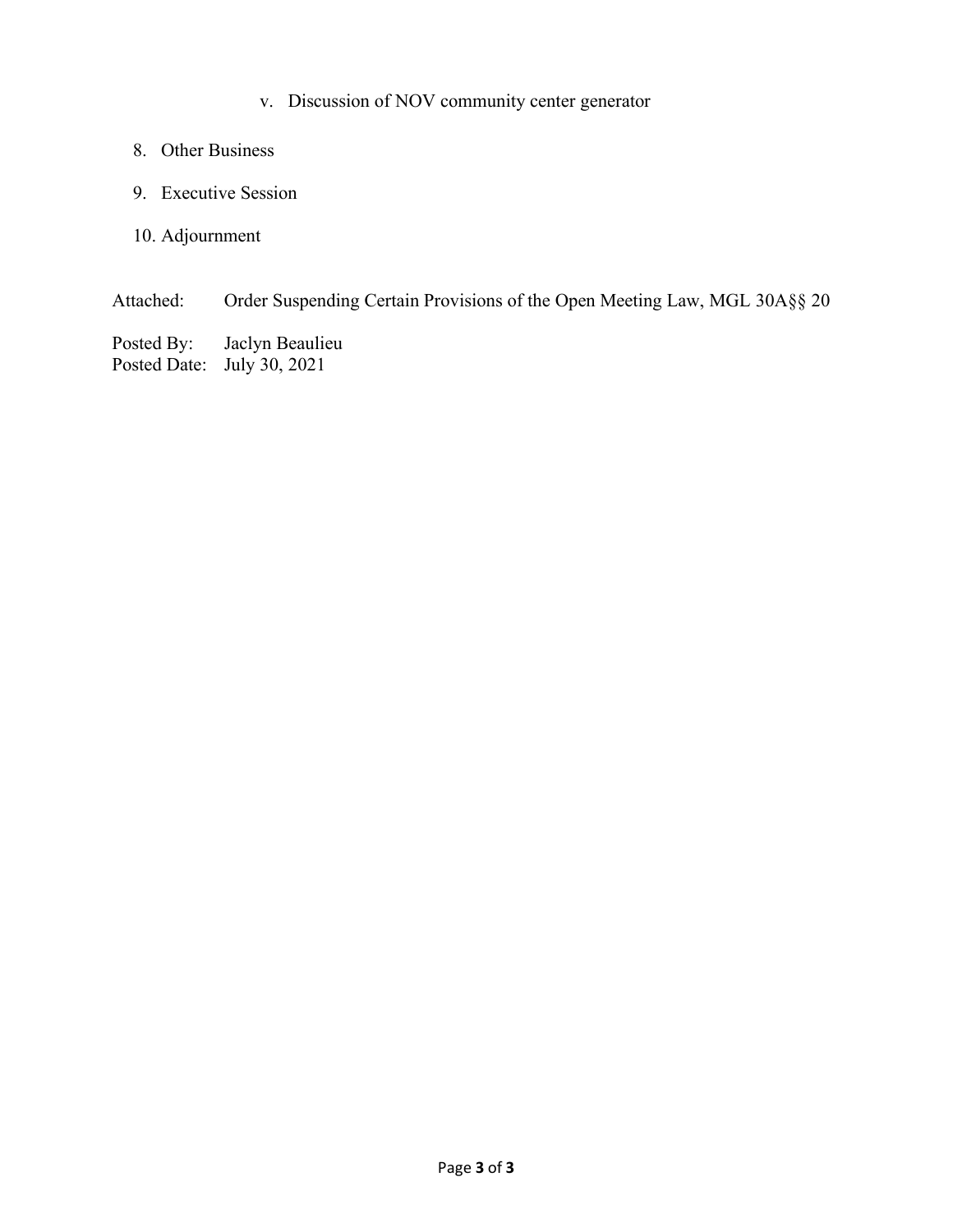v. Discussion of NOV community center generator

8. Other Business

9. Executive Session

10. Adjournment

Attached: Order Suspending Certain Provisions of the Open Meeting Law, MGL 30A§§ 20

Posted By: Jaclyn Beaulieu
Posted Date: July 30, 2021